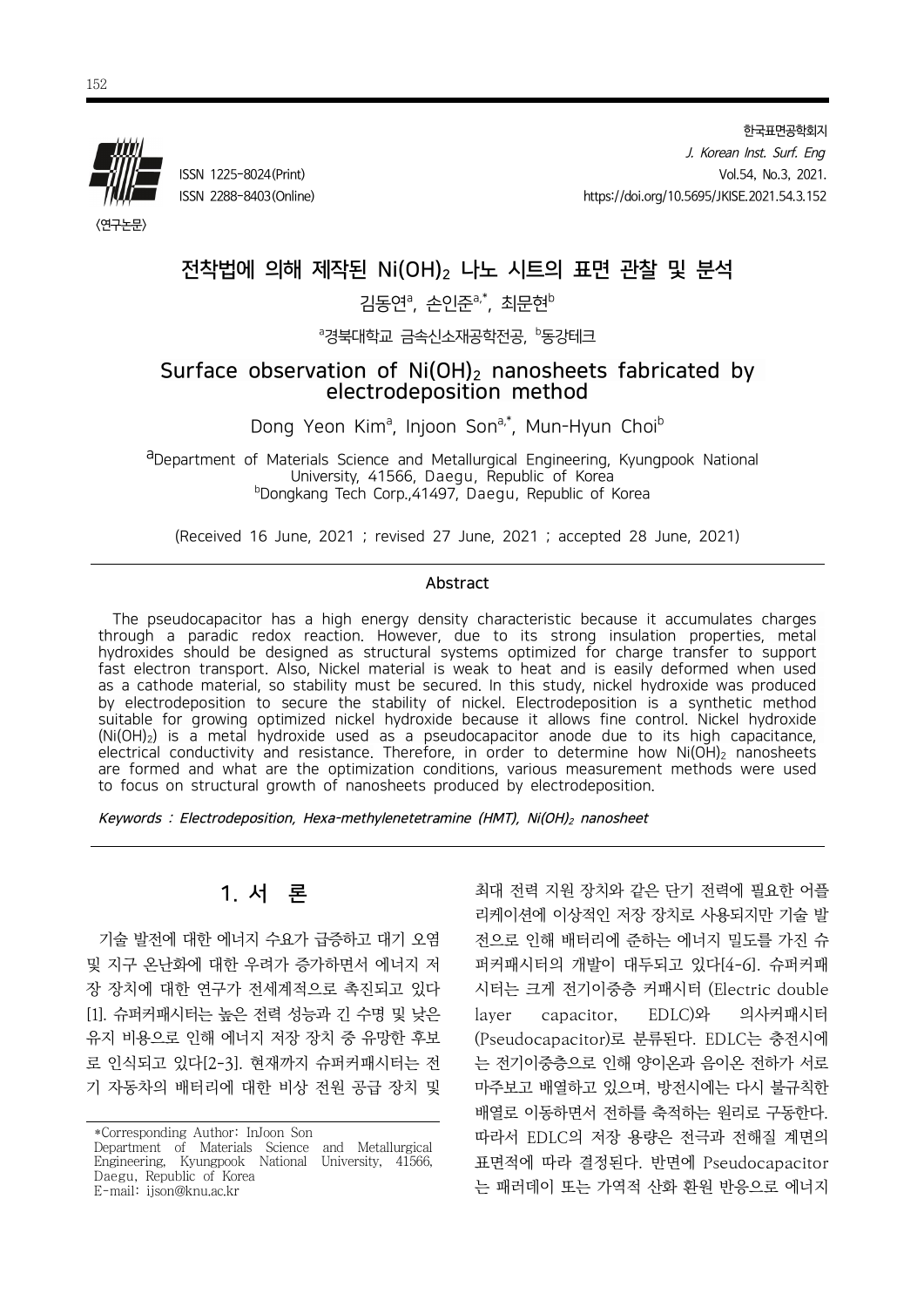〈연구논문〉

ISSN 1225-8024(Print)
ISSN 2288-8403(Online)

한국표면공학회지
*J. Korean Inst. Surf. Eng*
Vol.54, No.3, 2021.
https://doi.org/10.5695/JKISE.2021.54.3.152

# 전착법에 의해 제작된 $Ni(OH)_2$ 나노 시트의 표면 관찰 및 분석

김동연[a], 손인준[a,*], 최문현[b]

[a]경북대학교 금속신소재공학전공, [b]동강테크

# Surface observation of $Ni(OH)_2$ nanosheets fabricated by electrodeposition method

Dong Yeon Kim[a], Injoon Son[a,*], Mun-Hyun Choi[b]

[a]Department of Materials Science and Metallurgical Engineering, Kyungpook National University, 41566, Daegu, Republic of Korea
[b]Dongkang Tech Corp.,41497, Daegu, Republic of Korea

(Received 16 June, 2021 ; revised 27 June, 2021 ; accepted 28 June, 2021)

## Abstract

The pseudocapacitor has a high energy density characteristic because it accumulates charges through a paradic redox reaction. However, due to its strong insulation properties, metal hydroxides should be designed as structural systems optimized for charge transfer to support fast electron transport. Also, Nickel material is weak to heat and is easily deformed when used as a cathode material, so stability must be secured. In this study, nickel hydroxide was produced by electrodeposition to secure the stability of nickel. Electrodeposition is a synthetic method suitable for growing optimized nickel hydroxide because it allows fine control. Nickel hydroxide ($Ni(OH)_2$) is a metal hydroxide used as a pseudocapacitor anode due to its high capacitance, electrical conductivity and resistance. Therefore, in order to determine how $Ni(OH)_2$ nanosheets are formed and what are the optimization conditions, various measurement methods were used to focus on structural growth of nanosheets produced by electrodeposition.

*Keywords : Electrodeposition, Hexa-methylenetetramine (HMT), $Ni(OH)_2$ nanosheet*

## 1. 서 론

기술 발전에 대한 에너지 수요가 급증하고 대기 오염 및 지구 온난화에 대한 우려가 증가하면서 에너지 저장 장치에 대한 연구가 전세계적으로 촉진되고 있다[1]. 슈퍼커패시터는 높은 전력 성능과 긴 수명 및 낮은 유지 비용으로 인해 에너지 저장 장치 중 유망한 후보로 인식되고 있다[2-3]. 현재까지 슈퍼커패시터는 전기 자동차의 배터리에 대한 비상 전원 공급 장치 및 최대 전력 지원 장치와 같은 단기 전력에 필요한 어플리케이션에 이상적인 저장 장치로 사용되지만 기술 발전으로 인해 배터리에 준하는 에너지 밀도를 가진 슈퍼커패시터의 개발이 대두되고 있다[4-6]. 슈퍼커패시터는 크게 전기이중층 커패시터 (Electric double layer capacitor, EDLC)와 의사커패시터 (Pseudocapacitor)로 분류된다. EDLC는 충전시에는 전기이중층으로 인해 양이온과 음이온 전하가 서로 마주보고 배열하고 있으며, 방전시에는 다시 불규칙한 배열로 이동하면서 전하를 축적하는 원리로 구동한다. 따라서 EDLC의 저장 용량은 전극과 전해질 계면의 표면적에 따라 결정된다. 반면에 Pseudocapacitor는 패러데이 또는 가역적 산화 환원 반응으로 에너지

*Corresponding Author: InJoon Son
Department of Materials Science and Metallurgical Engineering, Kyungpook National University, 41566, Daegu, Republic of Korea
E-mail: ijson@knu.ac.kr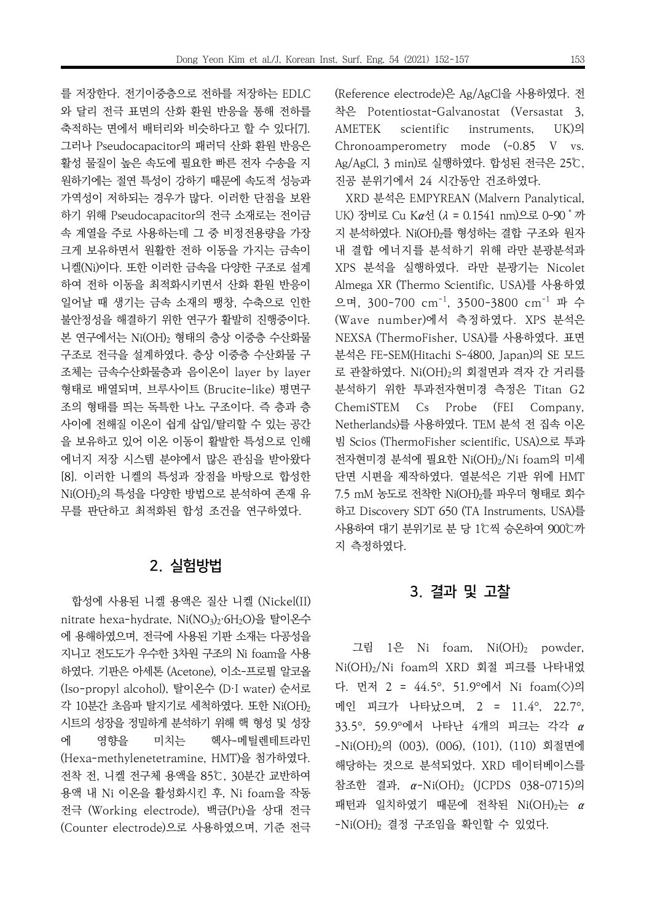를 저장한다. 전기이중층으로 전하를 저장하는 EDLC와 달리 전극 표면의 산화 환원 반응을 통해 전하를 축적하는 면에서 배터리와 비슷하다고 할 수 있다[7]. 그러나 Pseudocapacitor의 패러딕 산화 환원 반응은 활성 물질이 높은 속도에 필요한 빠른 전자 수송을 지원하기에는 절연 특성이 강하기 때문에 속도적 성능과 가역성이 저하되는 경우가 많다. 이러한 단점을 보완하기 위해 Pseudocapacitor의 전극 소재로는 전이금속 계열을 주로 사용하는데 그 중 비정전용량을 가장 크게 보유하면서 원활한 전하 이동을 가지는 금속이 니켈(Ni)이다. 또한 이러한 금속을 다양한 구조로 설계하여 전하 이동을 최적화시키면서 산화 환원 반응이 일어날 때 생기는 금속 소재의 팽창, 수축으로 인한 불안정성을 해결하기 위한 연구가 활발히 진행중이다. 본 연구에서는 $Ni(OH)_2$ 형태의 층상 이중층 수산화물 구조로 전극을 설계하였다. 층상 이중층 수산화물 구조체는 금속수산화물층과 음이온이 layer by layer 형태로 배열되며, 브루사이트 (Brucite-like) 평면구조의 형태를 띄는 독특한 나노 구조이다. 즉 층과 층 사이에 전해질 이온이 쉽게 삽입/탈리할 수 있는 공간을 보유하고 있어 이온 이동이 활발한 특성으로 인해 에너지 저장 시스템 분야에서 많은 관심을 받아왔다[8]. 이러한 니켈의 특성과 장점을 바탕으로 합성한 $Ni(OH)_2$의 특성을 다양한 방법으로 분석하여 존재 유무를 판단하고 최적화된 합성 조건을 연구하였다.

## 2. 실험방법

합성에 사용된 니켈 용액은 질산 니켈 (Nickel(II) nitrate hexa-hydrate, $Ni(NO_3)_2 \cdot 6H_2O$)을 탈이온수에 용해하였으며, 전극에 사용된 기판 소재는 다공성을 지니고 전도도가 우수한 3차원 구조의 Ni foam을 사용하였다. 기판은 아세톤 (Acetone), 이소-프로필 알코올 (Iso-propyl alcohol), 탈이온수 (D·I water) 순서로 각 10분간 초음파 탈지기로 세척하였다. 또한 $Ni(OH)_2$ 시트의 성장을 정밀하게 분석하기 위해 핵 형성 및 성장에 영향을 미치는 헥사-메틸렌테트라민 (Hexa-methylenetetramine, HMT)을 첨가하였다. 전착 전, 니켈 전구체 용액을 85℃, 30분간 교반하여 용액 내 Ni 이온을 활성화시킨 후, Ni foam을 작동 전극 (Working electrode), 백금(Pt)을 상대 전극 (Counter electrode)으로 사용하였으며, 기준 전극 (Reference electrode)은 Ag/AgCl을 사용하였다. 전착은 Potentiostat-Galvanostat (Versasat 3, AMETEK scientific instruments, UK)의 Chronoamperometry mode (-0.85 V vs. Ag/AgCl, 3 min)로 실행하였다. 합성된 전극은 25℃, 진공 분위기에서 24 시간동안 건조하였다.

XRD 분석은 EMPYREAN (Malvern Panalytical, UK) 장비로 Cu K$\alpha$선 ($\lambda$ = 0.1541 nm)으로 0-90˚까지 분석하였다. $Ni(OH)_2$를 형성하는 결합 구조와 원자 내 결합 에너지를 분석하기 위해 라만 분광분석과 XPS 분석을 실행하였다. 라만 분광기는 Nicolet Almega XR (Thermo Scientific, USA)를 사용하였으며, 300-700 $cm^{-1}$, 3500-3800 $cm^{-1}$ 파 수(Wave number)에서 측정하였다. XPS 분석은 NEXSA (ThermoFisher, USA)를 사용하였다. 표면 분석은 FE-SEM(Hitachi S-4800, Japan)의 SE 모드로 관찰하였다. $Ni(OH)_2$의 회절면과 격자 간 거리를 분석하기 위한 투과전자현미경 측정은 Titan G2 ChemiSTEM Cs Probe (FEI Company, Netherlands)를 사용하였다. TEM 분석 전 집속 이온 빔 Scios (ThermoFisher scientific, USA)으로 투과전자현미경 분석에 필요한 $Ni(OH)_2$/Ni foam의 미세 단면 시편을 제작하였다. 열분석은 기판 위에 HMT 7.5 mM 농도로 전착한 $Ni(OH)_2$를 파우더 형태로 회수하고 Discovery SDT 650 (TA Instruments, USA)를 사용하여 대기 분위기로 분 당 1℃씩 승온하여 900℃까지 측정하였다.

## 3. 결과 및 고찰

그림 1은 Ni foam, $Ni(OH)_2$ powder, $Ni(OH)_2$/Ni foam의 XRD 회절 피크를 나타내었다. 먼저 2 = 44.5°, 51.9°에서 Ni foam(◇)의 메인 피크가 나타났으며, 2 = 11.4°, 22.7°, 33.5°, 59.9°에서 나타난 4개의 피크는 각각 $\alpha$-$Ni(OH)_2$의 (003), (006), (101), (110) 회절면에 해당하는 것으로 분석되었다. XRD 데이터베이스를 참조한 결과, $\alpha$-$Ni(OH)_2$ (JCPDS 038-0715)의 패턴과 일치하였기 때문에 전착된 $Ni(OH)_2$는 $\alpha$-$Ni(OH)_2$ 결정 구조임을 확인할 수 있었다.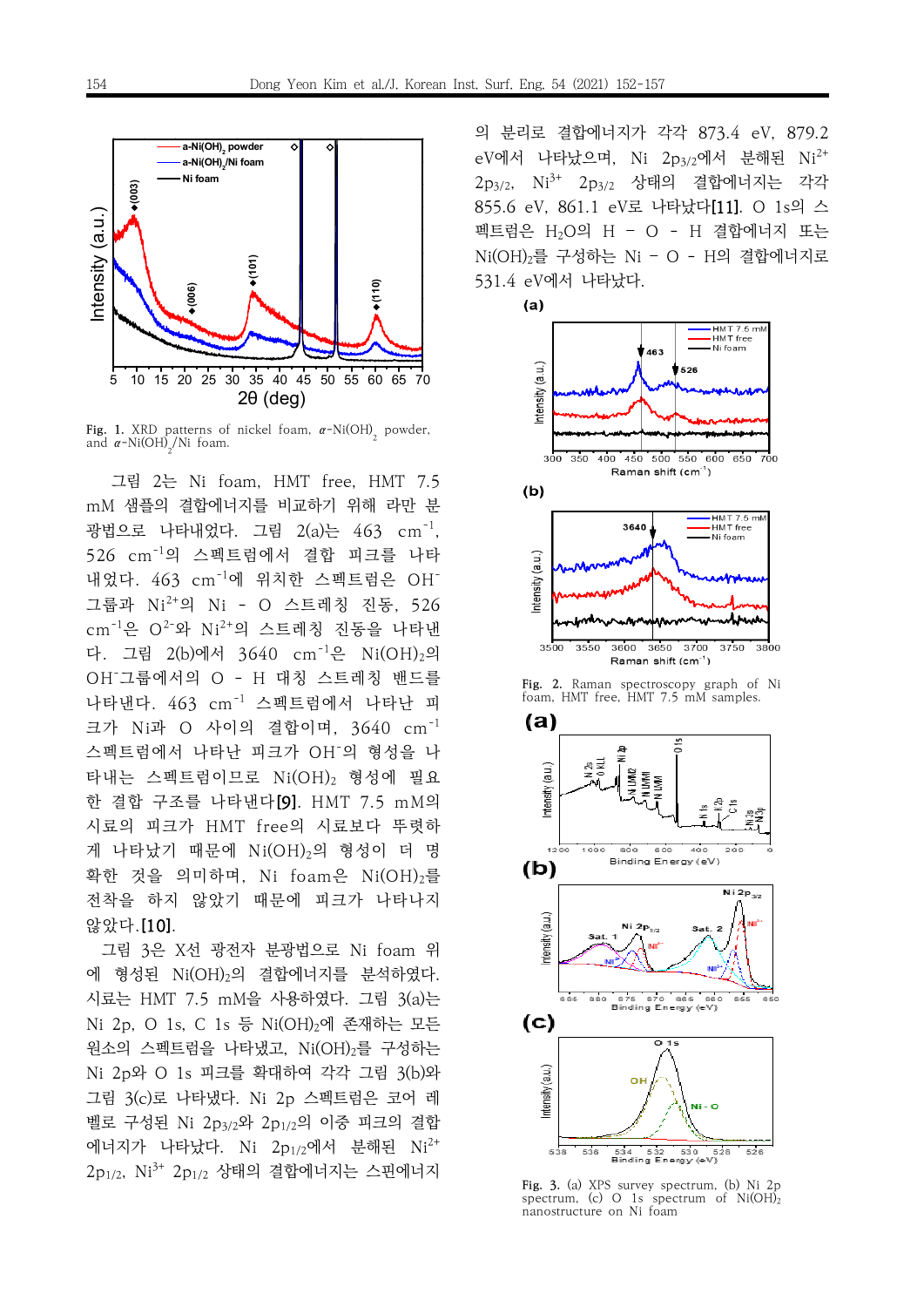Fig. 1. XRD patterns of nickel foam, $\alpha$-Ni(OH)$_2$ powder, and $\alpha$-Ni(OH)$_2$/Ni foam.

그림 2는 Ni foam, HMT free, HMT 7.5 mM 샘플의 결합에너지를 비교하기 위해 라만 분광법으로 나타내었다. 그림 2(a)는 463 $cm^{-1}$, 526 $cm^{-1}$의 스펙트럼에서 결합 피크를 나타 내었다. 463 $cm^{-1}$에 위치한 스펙트럼은 $OH^-$ 그룹과 $Ni^{2+}$의 Ni – O 스트레칭 진동, 526 $cm^{-1}$은 $O^{2-}$와 $Ni^{2+}$의 스트레칭 진동을 나타낸다. 그림 2(b)에서 3640 $cm^{-1}$은 $Ni(OH)_2$의 $OH^-$그룹에서의 O – H 대칭 스트레칭 밴드를 나타낸다. 463 $cm^{-1}$ 스펙트럼에서 나타난 피크가 Ni과 O 사이의 결합이며, 3640 $cm^{-1}$ 스펙트럼에서 나타난 피크가 $OH^-$의 형성을 나타내는 스펙트럼이므로 $Ni(OH)_2$ 형성에 필요한 결합 구조를 나타낸다[9]. HMT 7.5 mM의 시료의 피크가 HMT free의 시료보다 뚜렷하게 나타났기 때문에 $Ni(OH)_2$의 형성이 더 명확한 것을 의미하며, Ni foam은 $Ni(OH)_2$를 전착을 하지 않았기 때문에 피크가 나타나지 않았다.[10].

그림 3은 X선 광전자 분광법으로 Ni foam 위에 형성된 $Ni(OH)_2$의 결합에너지를 분석하였다. 시료는 HMT 7.5 mM을 사용하였다. 그림 3(a)는 Ni 2p, O 1s, C 1s 등 $Ni(OH)_2$에 존재하는 모든 원소의 스펙트럼을 나타냈고, $Ni(OH)_2$를 구성하는 Ni 2p와 O 1s 피크를 확대하여 각각 그림 3(b)와 그림 3(c)로 나타냈다. Ni 2p 스펙트럼은 코어 레벨로 구성된 Ni $2p_{3/2}$와 $2p_{1/2}$의 이중 피크의 결합에너지가 나타났다. Ni $2p_{1/2}$에서 분해된 $Ni^{2+}$ $2p_{1/2}$, $Ni^{3+}$ $2p_{1/2}$ 상태의 결합에너지는 스핀에너지의 분리로 결합에너지가 각각 873.4 eV, 879.2 eV에서 나타났으며, Ni $2p_{3/2}$에서 분해된 $Ni^{2+}$ $2p_{3/2}$, $Ni^{3+}$ $2p_{3/2}$ 상태의 결합에너지는 각각 855.6 eV, 861.1 eV로 나타났다[11]. O 1s의 스펙트럼은 $H_2O$의 H – O – H 결합에너지 또는 $Ni(OH)_2$를 구성하는 Ni – O – H의 결합에너지로 531.4 eV에서 나타났다.

Fig. 2. Raman spectroscopy graph of Ni foam, HMT free, HMT 7.5 mM samples.

Fig. 3. (a) XPS survey spectrum, (b) Ni 2p spectrum, (c) O 1s spectrum of $Ni(OH)_2$ nanostructure on Ni foam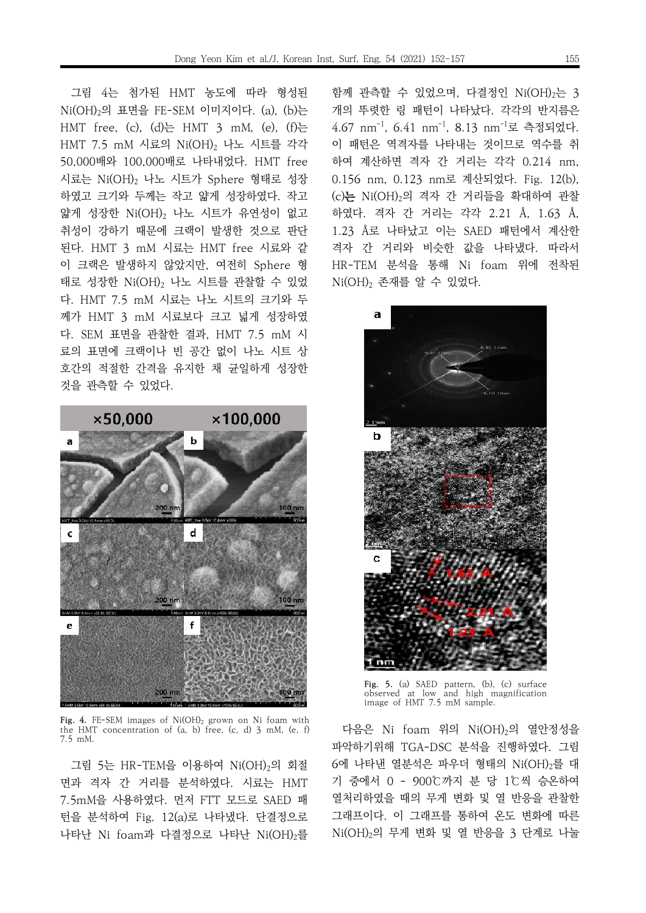그림 4는 첨가된 HMT 농도에 따라 형성된 $Ni(OH)_2$의 표면을 FE-SEM 이미지이다. (a), (b)는 HMT free, (c), (d)는 HMT 3 mM, (e), (f)는 HMT 7.5 mM 시료의 $Ni(OH)_2$ 나노 시트를 각각 50,000배와 100,000배로 나타내었다. HMT free 시료는 $Ni(OH)_2$ 나노 시트가 Sphere 형태로 성장하였고 크기와 두께는 작고 얇게 성장하였다. 작고 얇게 성장한 $Ni(OH)_2$ 나노 시트가 유연성이 없고 취성이 강하기 때문에 크랙이 발생한 것으로 판단된다. HMT 3 mM 시료는 HMT free 시료와 같이 크랙은 발생하지 않았지만, 여전히 Sphere 형태로 성장한 $Ni(OH)_2$ 나노 시트를 관찰할 수 있었다. HMT 7.5 mM 시료는 나노 시트의 크기와 두께가 HMT 3 mM 시료보다 크고 넓게 성장하였다. SEM 표면을 관찰한 결과, HMT 7.5 mM 시료의 표면에 크랙이나 빈 공간 없이 나노 시트 상호간의 적절한 간격을 유지한 채 균일하게 성장한 것을 관측할 수 있었다.

Fig. 4. FE-SEM images of $Ni(OH)_2$ grown on Ni foam with the HMT concentration of (a, b) free, (c, d) 3 mM, (e, f) 7.5 mM.

그림 5는 HR-TEM을 이용하여 $Ni(OH)_2$의 회절면과 격자 간 거리를 분석하였다. 시료는 HMT 7.5mM을 사용하였다. 먼저 FTT 모드로 SAED 패턴을 분석하여 Fig. 12(a)로 나타냈다. 단결정으로 나타난 Ni foam과 다결정으로 나타난 $Ni(OH)_2$를 함께 관측할 수 있었으며, 다결정인 $Ni(OH)_2$는 3개의 뚜렷한 링 패턴이 나타났다. 각각의 반지름은 4.67 $nm^{-1}$, 6.41 $nm^{-1}$, 8.13 $nm^{-1}$로 측정되었다. 이 패턴은 역격자를 나타내는 것이므로 역수를 취하여 계산하면 격자 간 거리는 각각 0.214 nm, 0.156 nm, 0.123 nm로 계산되었다. Fig. 12(b), (c)는 $Ni(OH)_2$의 격자 간 거리들을 확대하여 관찰하였다. 격자 간 거리는 각각 2.21 Å, 1.63 Å, 1.23 Å로 나타났고 이는 SAED 패턴에서 계산한 격자 간 거리와 비슷한 값을 나타냈다. 따라서 HR-TEM 분석을 통해 Ni foam 위에 전착된 $Ni(OH)_2$ 존재를 알 수 있었다.

Fig. 5. (a) SAED pattern, (b), (c) surface observed at low and high magnification image of HMT 7.5 mM sample.

다음은 Ni foam 위의 $Ni(OH)_2$의 열안정성을 파악하기위해 TGA-DSC 분석을 진행하였다. 그림 6에 나타낸 열분석은 파우더 형태의 $Ni(OH)_2$를 대기 중에서 0 - 900℃까지 분 당 1℃씩 승온하여 열처리하였을 때의 무게 변화 및 열 반응을 관찰한 그래프이다. 이 그래프를 통하여 온도 변화에 따른 $Ni(OH)_2$의 무게 변화 및 열 반응을 3 단계로 나눌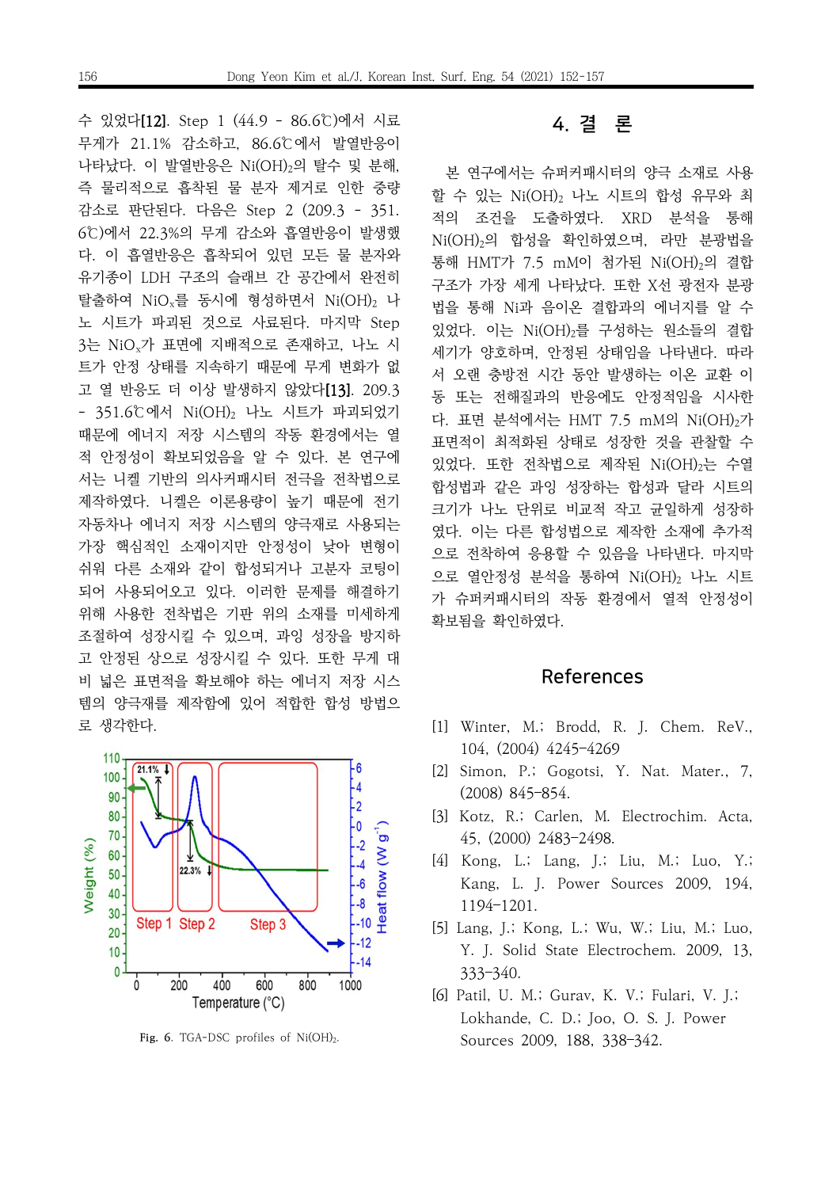수 있었다[12]. Step 1 (44.9 - 86.6℃)에서 시료 무게가 21.1% 감소하고, 86.6℃에서 발열반응이 나타났다. 이 발열반응은 $Ni(OH)_2$의 탈수 및 분해, 즉 물리적으로 흡착된 물 분자 제거로 인한 중량 감소로 판단된다. 다음은 Step 2 (209.3 - 351.6℃)에서 22.3%의 무게 감소와 흡열반응이 발생했다. 이 흡열반응은 흡착되어 있던 모든 물 분자와 유기종이 LDH 구조의 슬래브 간 공간에서 완전히 탈출하여 $NiO_x$를 동시에 형성하면서 $Ni(OH)_2$ 나노 시트가 파괴된 것으로 사료된다. 마지막 Step 3는 $NiO_x$가 표면에 지배적으로 존재하고, 나노 시트가 안정 상태를 지속하기 때문에 무게 변화가 없고 열 반응도 더 이상 발생하지 않았다[13]. 209.3 - 351.6℃에서 $Ni(OH)_2$ 나노 시트가 파괴되었기 때문에 에너지 저장 시스템의 작동 환경에서는 열적 안정성이 확보되었음을 알 수 있다. 본 연구에서는 니켈 기반의 의사커패시터 전극을 전착법으로 제작하였다. 니켈은 이론용량이 높기 때문에 전기자동차나 에너지 저장 시스템의 양극재로 사용되는 가장 핵심적인 소재이지만 안정성이 낮아 변형이 쉬워 다른 소재와 같이 합성되거나 고분자 코팅이 되어 사용되어오고 있다. 이러한 문제를 해결하기 위해 사용한 전착법은 기판 위의 소재를 미세하게 조절하여 성장시킬 수 있으며, 과잉 성장을 방지하고 안정된 상으로 성장시킬 수 있다. 또한 무게 대비 넓은 표면적을 확보해야 하는 에너지 저장 시스템의 양극재를 제작함에 있어 적합한 합성 방법으로 생각한다.

Fig. 6. TGA-DSC profiles of $Ni(OH)_2$.

## 4. 결 론

본 연구에서는 슈퍼커패시터의 양극 소재로 사용할 수 있는 $Ni(OH)_2$ 나노 시트의 합성 유무와 최적의 조건을 도출하였다. XRD 분석을 통해 $Ni(OH)_2$의 합성을 확인하였으며, 라만 분광법을 통해 HMT가 7.5 mM이 첨가된 $Ni(OH)_2$의 결합구조가 가장 세게 나타났다. 또한 X선 광전자 분광법을 통해 Ni과 음이온 결합과의 에너지를 알 수 있었다. 이는 $Ni(OH)_2$를 구성하는 원소들의 결합세기가 양호하며, 안정된 상태임을 나타낸다. 따라서 오랜 충방전 시간 동안 발생하는 이온 교환 이동 또는 전해질과의 반응에도 안정적임을 시사한다. 표면 분석에서는 HMT 7.5 mM의 $Ni(OH)_2$가 표면적이 최적화된 상태로 성장한 것을 관찰할 수 있었다. 또한 전착법으로 제작된 $Ni(OH)_2$는 수열합성법과 같은 과잉 성장하는 합성과 달라 시트의 크기가 나노 단위로 비교적 작고 균일하게 성장하였다. 이는 다른 합성법으로 제작한 소재에 추가적으로 전착하여 응용할 수 있음을 나타낸다. 마지막으로 열안정성 분석을 통하여 $Ni(OH)_2$ 나노 시트가 슈퍼커패시터의 작동 환경에서 열적 안정성이 확보됨을 확인하였다.

## References

[1] Winter, M.; Brodd, R. J. Chem. ReV., 104, (2004) 4245-4269

[2] Simon, P.; Gogotsi, Y. Nat. Mater., 7, (2008) 845-854.

[3] Kotz, R.; Carlen, M. Electrochim. Acta, 45, (2000) 2483-2498.

[4] Kong, L.; Lang, J.; Liu, M.; Luo, Y.; Kang, L. J. Power Sources 2009, 194, 1194-1201.

[5] Lang, J.; Kong, L.; Wu, W.; Liu, M.; Luo, Y. J. Solid State Electrochem. 2009, 13, 333-340.

[6] Patil, U. M.; Gurav, K. V.; Fulari, V. J.; Lokhande, C. D.; Joo, O. S. J. Power Sources 2009, 188, 338-342.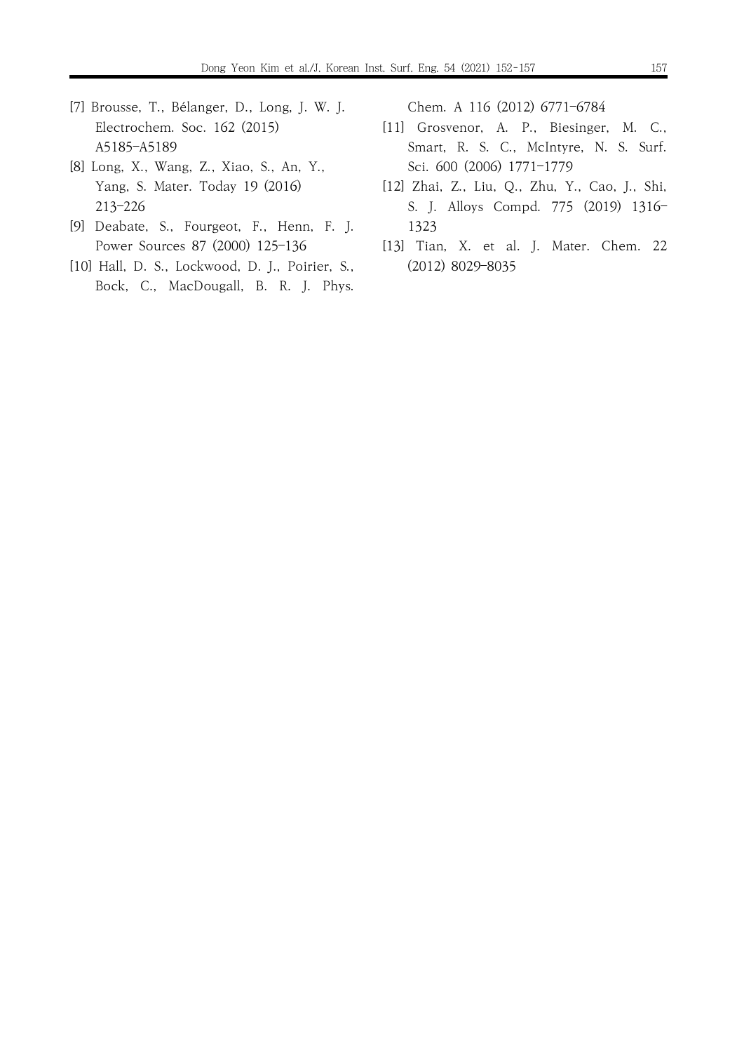[7] Brousse, T., Bélanger, D., Long, J. W. J. Electrochem. Soc. 162 (2015) A5185-A5189

[8] Long, X., Wang, Z., Xiao, S., An, Y., Yang, S. Mater. Today 19 (2016) 213-226

[9] Deabate, S., Fourgeot, F., Henn, F. J. Power Sources 87 (2000) 125-136

[10] Hall, D. S., Lockwood, D. J., Poirier, S., Bock, C., MacDougall, B. R. J. Phys. Chem. A 116 (2012) 6771-6784

[11] Grosvenor, A. P., Biesinger, M. C., Smart, R. S. C., McIntyre, N. S. Surf. Sci. 600 (2006) 1771-1779

[12] Zhai, Z., Liu, Q., Zhu, Y., Cao, J., Shi, S. J. Alloys Compd. 775 (2019) 1316-1323

[13] Tian, X. et al. J. Mater. Chem. 22 (2012) 8029-8035